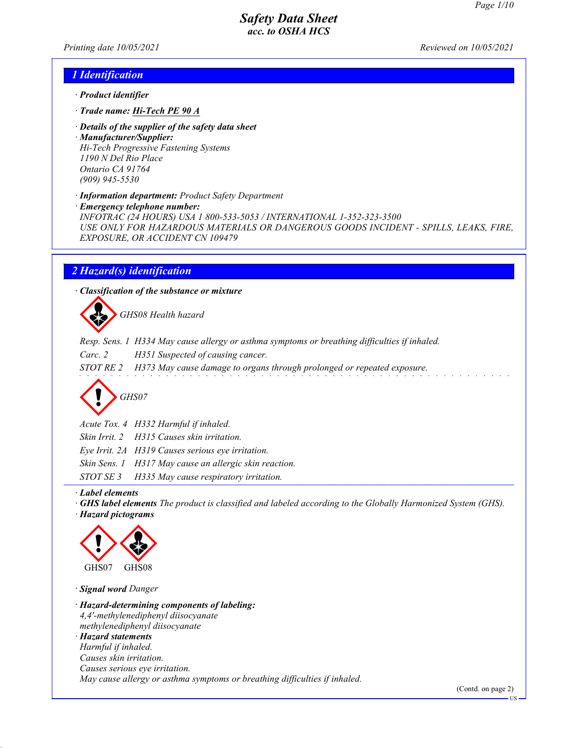# Safety Data Sheet
## acc. to OSHA HCS

Printing date 10/05/2021 Reviewed on 10/05/2021

## 1 Identification

· **Product identifier**

· **Trade name: Hi-Tech PE 90 A**

· **Details of the supplier of the safety data sheet**

· **Manufacturer/Supplier:**
Hi-Tech Progressive Fastening Systems
1190 N Del Rio Place
Ontario CA 91764
(909) 945-5530

· **Information department:** Product Safety Department

· **Emergency telephone number:**
INFOTRAC (24 HOURS) USA 1 800-533-5053 / INTERNATIONAL 1-352-323-3500
USE ONLY FOR HAZARDOUS MATERIALS OR DANGEROUS GOODS INCIDENT - SPILLS, LEAKS, FIRE, EXPOSURE, OR ACCIDENT CN 109479

## 2 Hazard(s) identification

· **Classification of the substance or mixture**

GHS08 Health hazard

| | |
|---|---|
| Resp. Sens. 1 | H334 May cause allergy or asthma symptoms or breathing difficulties if inhaled. |
| Carc. 2 | H351 Suspected of causing cancer. |
| STOT RE 2 | H373 May cause damage to organs through prolonged or repeated exposure. |

GHS07

| | |
|---|---|
| Acute Tox. 4 | H332 Harmful if inhaled. |
| Skin Irrit. 2 | H315 Causes skin irritation. |
| Eye Irrit. 2A | H319 Causes serious eye irritation. |
| Skin Sens. 1 | H317 May cause an allergic skin reaction. |
| STOT SE 3 | H335 May cause respiratory irritation. |

· **Label elements**

· **GHS label elements** The product is classified and labeled according to the Globally Harmonized System (GHS).

· **Hazard pictograms**

GHS07 GHS08

· **Signal word** Danger

· **Hazard-determining components of labeling:**
4,4'-methylenediphenyl diisocyanate
methylenediphenyl diisocyanate

· **Hazard statements**
Harmful if inhaled.
Causes skin irritation.
Causes serious eye irritation.
May cause allergy or asthma symptoms or breathing difficulties if inhaled.

(Contd. on page 2)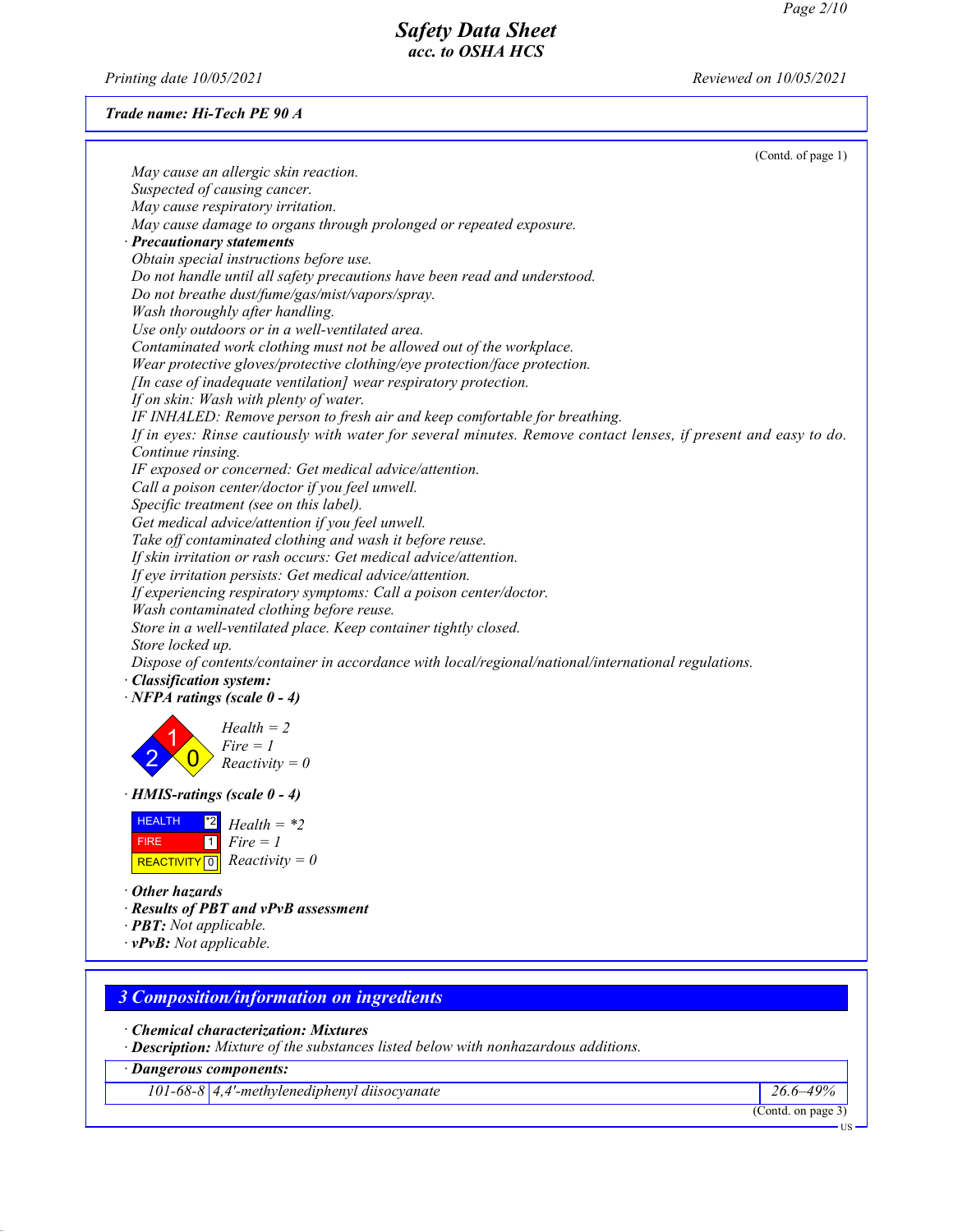*Trade name: Hi-Tech PE 90 A*

(Contd. of page 1)

*May cause an allergic skin reaction.*
*Suspected of causing cancer.*
*May cause respiratory irritation.*
*May cause damage to organs through prolonged or repeated exposure.*

· **Precautionary statements**

*Obtain special instructions before use.*
*Do not handle until all safety precautions have been read and understood.*
*Do not breathe dust/fume/gas/mist/vapors/spray.*
*Wash thoroughly after handling.*
*Use only outdoors or in a well-ventilated area.*
*Contaminated work clothing must not be allowed out of the workplace.*
*Wear protective gloves/protective clothing/eye protection/face protection.*
*[In case of inadequate ventilation] wear respiratory protection.*
*If on skin: Wash with plenty of water.*
*IF INHALED: Remove person to fresh air and keep comfortable for breathing.*
*If in eyes: Rinse cautiously with water for several minutes. Remove contact lenses, if present and easy to do. Continue rinsing.*
*IF exposed or concerned: Get medical advice/attention.*
*Call a poison center/doctor if you feel unwell.*
*Specific treatment (see on this label).*
*Get medical advice/attention if you feel unwell.*
*Take off contaminated clothing and wash it before reuse.*
*If skin irritation or rash occurs: Get medical advice/attention.*
*If eye irritation persists: Get medical advice/attention.*
*If experiencing respiratory symptoms: Call a poison center/doctor.*
*Wash contaminated clothing before reuse.*
*Store in a well-ventilated place. Keep container tightly closed.*
*Store locked up.*
*Dispose of contents/container in accordance with local/regional/national/international regulations.*

· **Classification system:**

· **NFPA ratings (scale 0 - 4)**

*Health = 2*
*Fire = 1*
*Reactivity = 0*

· **HMIS-ratings (scale 0 - 4)**

| | | |
|---|---|---|
| HEALTH | *2 | *Health = *2* |
| FIRE | 1 | *Fire = 1* |
| REACTIVITY | 0 | *Reactivity = 0* |

· **Other hazards**

· **Results of PBT and vPvB assessment**

· **PBT:** Not applicable.

· **vPvB:** Not applicable.

## 3 Composition/information on ingredients

· **Chemical characterization: Mixtures**

· **Description:** Mixture of the substances listed below with nonhazardous additions.

| · Dangerous components: | | |
|---|---|---|
| 101-68-8 | 4,4'-methylenediphenyl diisocyanate | 26.6–49% |

(Contd. on page 3)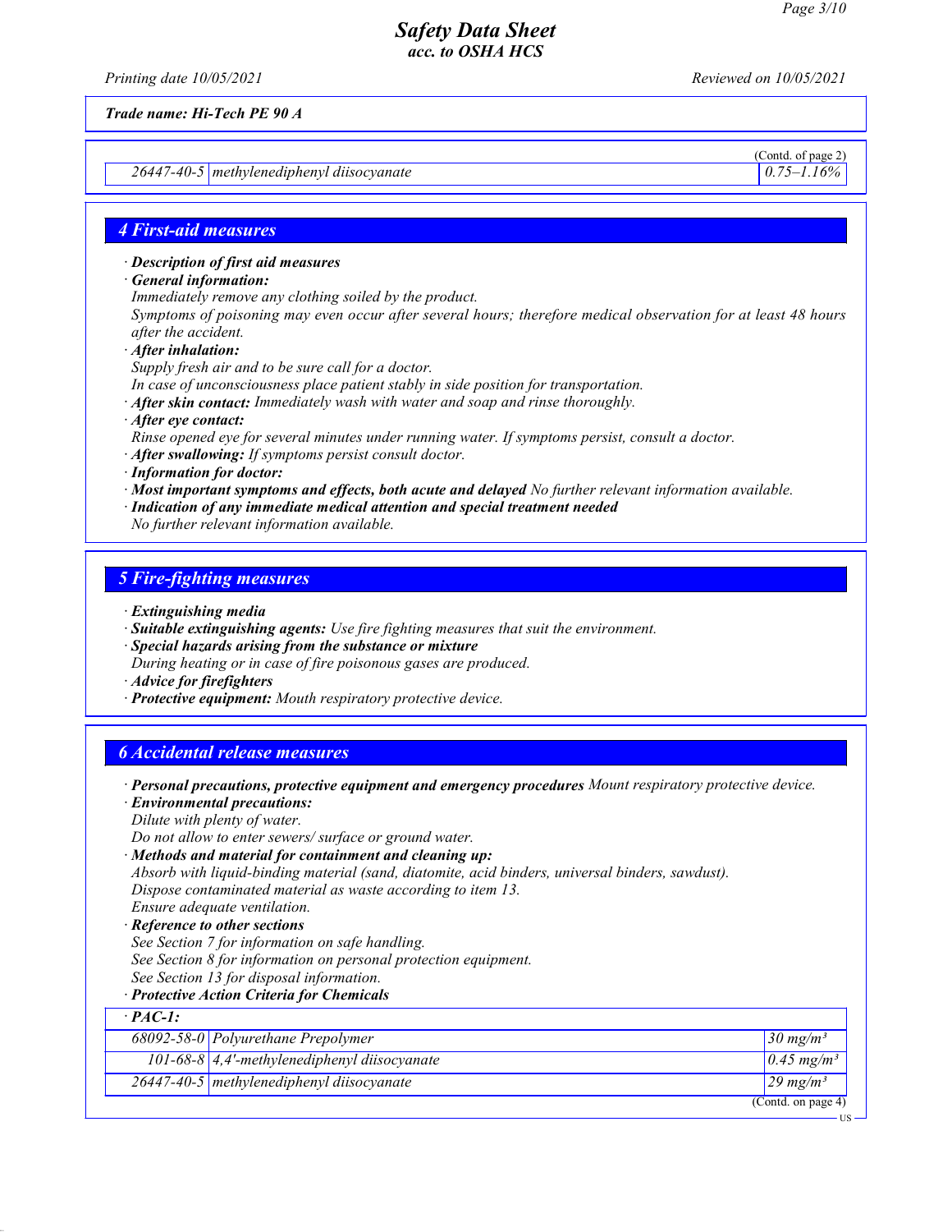Trade name: Hi-Tech PE 90 A

(Contd. of page 2)

| 26447-40-5 | methylenediphenyl diisocyanate | 0.75–1.16% |
|---|---|---|

## 4 First-aid measures

· **Description of first aid measures**
· **General information:**
Immediately remove any clothing soiled by the product.
Symptoms of poisoning may even occur after several hours; therefore medical observation for at least 48 hours after the accident.
· **After inhalation:**
Supply fresh air and to be sure call for a doctor.
In case of unconsciousness place patient stably in side position for transportation.
· **After skin contact:** Immediately wash with water and soap and rinse thoroughly.
· **After eye contact:**
Rinse opened eye for several minutes under running water. If symptoms persist, consult a doctor.
· **After swallowing:** If symptoms persist consult doctor.
· **Information for doctor:**
· **Most important symptoms and effects, both acute and delayed** No further relevant information available.
· **Indication of any immediate medical attention and special treatment needed**
No further relevant information available.

## 5 Fire-fighting measures

· **Extinguishing media**
· **Suitable extinguishing agents:** Use fire fighting measures that suit the environment.
· **Special hazards arising from the substance or mixture**
During heating or in case of fire poisonous gases are produced.
· **Advice for firefighters**
· **Protective equipment:** Mouth respiratory protective device.

## 6 Accidental release measures

· **Personal precautions, protective equipment and emergency procedures** Mount respiratory protective device.
· **Environmental precautions:**
Dilute with plenty of water.
Do not allow to enter sewers/ surface or ground water.
· **Methods and material for containment and cleaning up:**
Absorb with liquid-binding material (sand, diatomite, acid binders, universal binders, sawdust).
Dispose contaminated material as waste according to item 13.
Ensure adequate ventilation.
· **Reference to other sections**
See Section 7 for information on safe handling.
See Section 8 for information on personal protection equipment.
See Section 13 for disposal information.
· **Protective Action Criteria for Chemicals**

| · **PAC-1:** | | |
|---|---|---|
| 68092-58-0 | Polyurethane Prepolymer | 30 mg/m³ |
| 101-68-8 | 4,4'-methylenediphenyl diisocyanate | 0.45 mg/m³ |
| 26447-40-5 | methylenediphenyl diisocyanate | 29 mg/m³ |

(Contd. on page 4)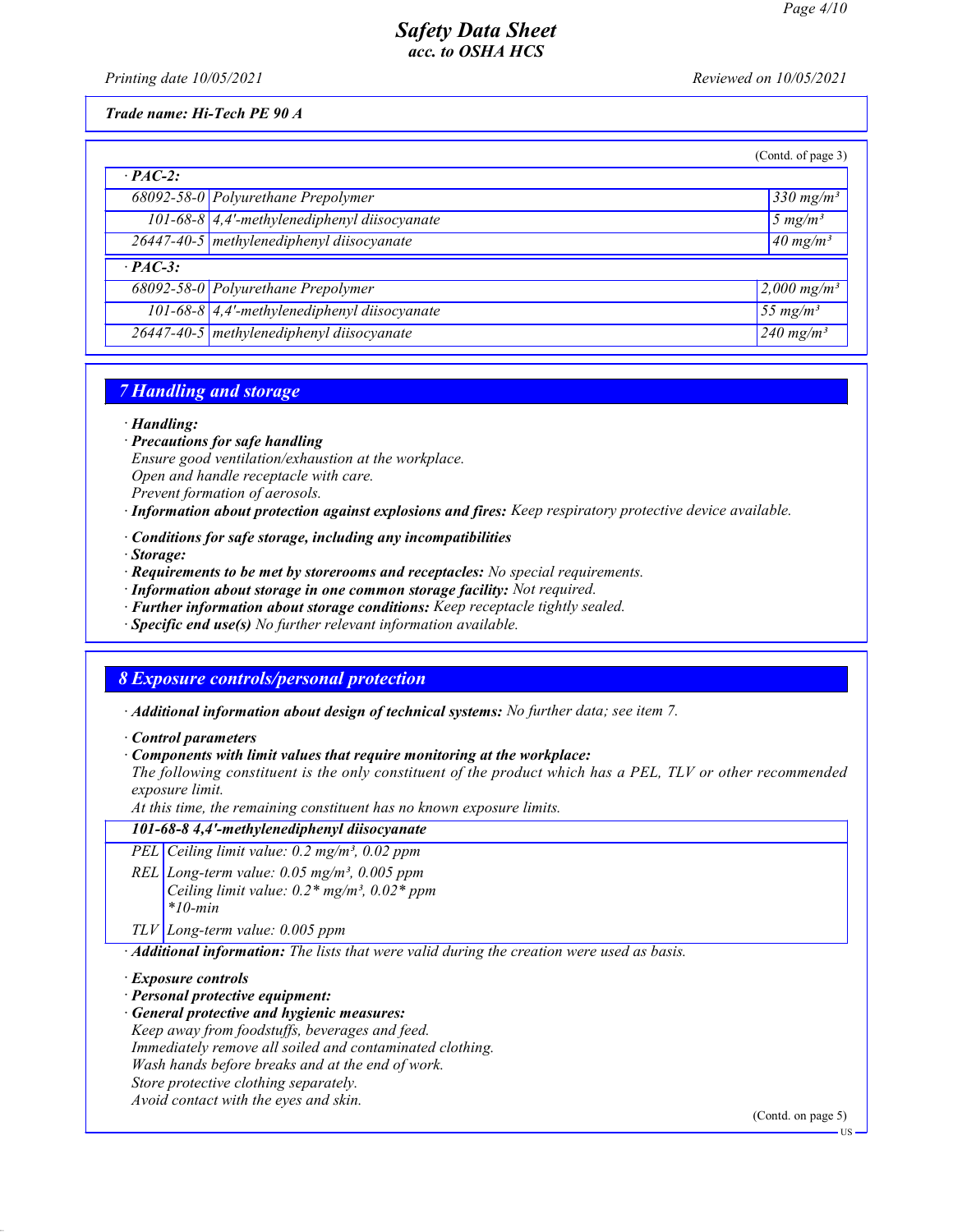(Contd. of page 3)

| · **PAC-2:** | | |
|---|---|---|
| 68092-58-0 | Polyurethane Prepolymer | 330 mg/m³ |
| 101-68-8 | 4,4'-methylenediphenyl diisocyanate | 5 mg/m³ |
| 26447-40-5 | methylenediphenyl diisocyanate | 40 mg/m³ |
| · **PAC-3:** | | |
| 68092-58-0 | Polyurethane Prepolymer | 2,000 mg/m³ |
| 101-68-8 | 4,4'-methylenediphenyl diisocyanate | 55 mg/m³ |
| 26447-40-5 | methylenediphenyl diisocyanate | 240 mg/m³ |

## 7 Handling and storage

- · ***Handling:***
- · ***Precautions for safe handling***
  *Ensure good ventilation/exhaustion at the workplace.*
  *Open and handle receptacle with care.*
  *Prevent formation of aerosols.*
- · ***Information about protection against explosions and fires:*** *Keep respiratory protective device available.*
- · ***Conditions for safe storage, including any incompatibilities***
- · ***Storage:***
- · ***Requirements to be met by storerooms and receptacles:*** *No special requirements.*
- · ***Information about storage in one common storage facility:*** *Not required.*
- · ***Further information about storage conditions:*** *Keep receptacle tightly sealed.*
- · ***Specific end use(s)*** *No further relevant information available.*

## 8 Exposure controls/personal protection

- · ***Additional information about design of technical systems:*** *No further data; see item 7.*
- · ***Control parameters***
- · ***Components with limit values that require monitoring at the workplace:***
  *The following constituent is the only constituent of the product which has a PEL, TLV or other recommended exposure limit.*
  *At this time, the remaining constituent has no known exposure limits.*

| **101-68-8 4,4'-methylenediphenyl diisocyanate** | |
|---|---|
| PEL | Ceiling limit value: 0.2 mg/m³, 0.02 ppm |
| REL | Long-term value: 0.05 mg/m³, 0.005 ppm<br>Ceiling limit value: 0.2* mg/m³, 0.02* ppm<br>*10-min |
| TLV | Long-term value: 0.005 ppm |

- · ***Additional information:*** *The lists that were valid during the creation were used as basis.*
- · ***Exposure controls***
- · ***Personal protective equipment:***
- · ***General protective and hygienic measures:***
  *Keep away from foodstuffs, beverages and feed.*
  *Immediately remove all soiled and contaminated clothing.*
  *Wash hands before breaks and at the end of work.*
  *Store protective clothing separately.*
  *Avoid contact with the eyes and skin.*

(Contd. on page 5)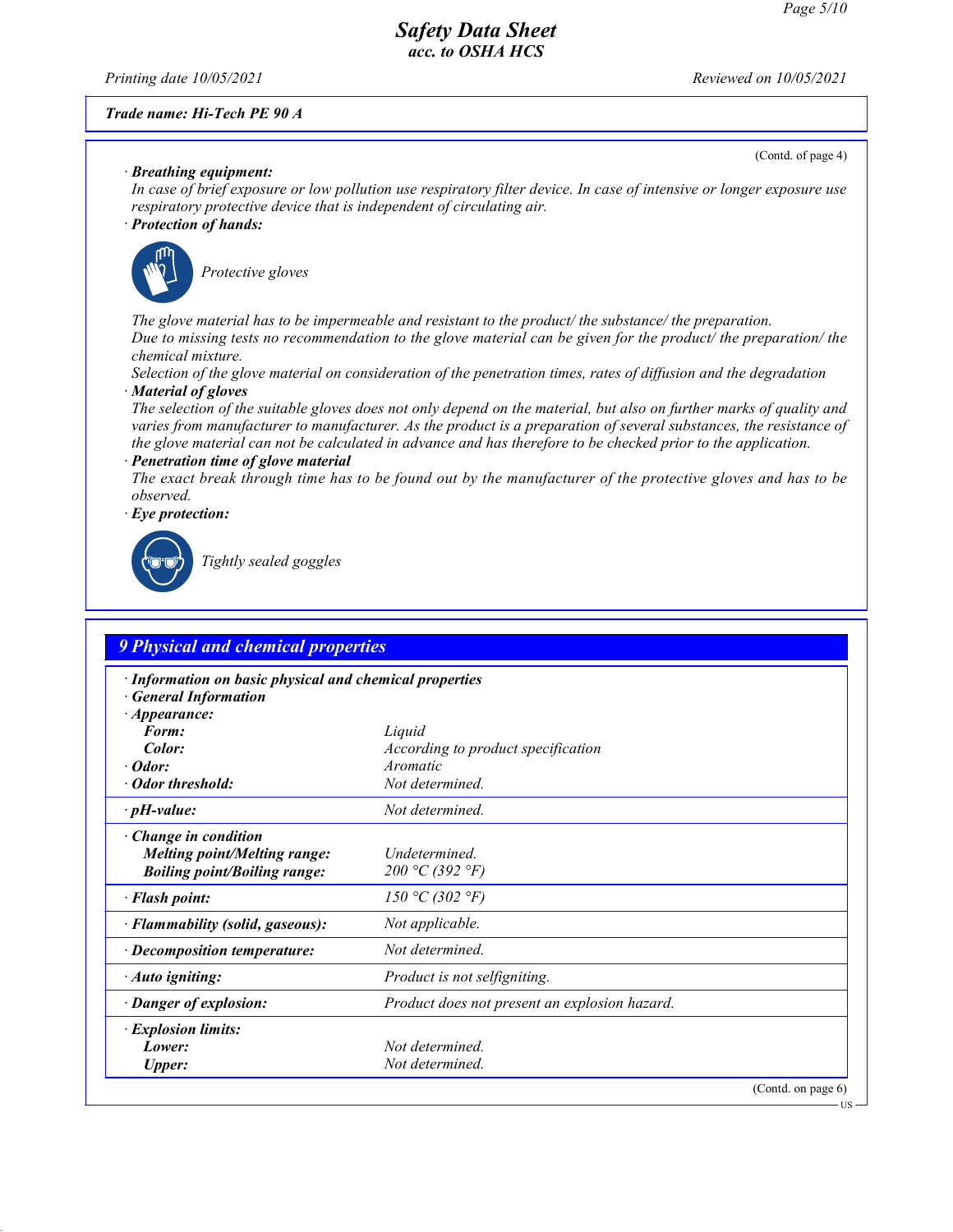*Trade name: Hi-Tech PE 90 A*

(Contd. of page 4)

· **Breathing equipment:**
*In case of brief exposure or low pollution use respiratory filter device. In case of intensive or longer exposure use respiratory protective device that is independent of circulating air.*

· **Protection of hands:**

*Protective gloves*

*The glove material has to be impermeable and resistant to the product/ the substance/ the preparation.*
*Due to missing tests no recommendation to the glove material can be given for the product/ the preparation/ the chemical mixture.*
*Selection of the glove material on consideration of the penetration times, rates of diffusion and the degradation*

· **Material of gloves**
*The selection of the suitable gloves does not only depend on the material, but also on further marks of quality and varies from manufacturer to manufacturer. As the product is a preparation of several substances, the resistance of the glove material can not be calculated in advance and has therefore to be checked prior to the application.*

· **Penetration time of glove material**
*The exact break through time has to be found out by the manufacturer of the protective gloves and has to be observed.*

· **Eye protection:**

*Tightly sealed goggles*

## 9 Physical and chemical properties

· **Information on basic physical and chemical properties**
· **General Information**

| | |
|---|---|
| · **Appearance:** | |
| **Form:** | *Liquid* |
| **Color:** | *According to product specification* |
| · **Odor:** | *Aromatic* |
| · **Odor threshold:** | *Not determined.* |
| · **pH-value:** | *Not determined.* |
| · **Change in condition** | |
| **Melting point/Melting range:** | *Undetermined.* |
| **Boiling point/Boiling range:** | *200 °C (392 °F)* |
| · **Flash point:** | *150 °C (302 °F)* |
| · **Flammability (solid, gaseous):** | *Not applicable.* |
| · **Decomposition temperature:** | *Not determined.* |
| · **Auto igniting:** | *Product is not selfigniting.* |
| · **Danger of explosion:** | *Product does not present an explosion hazard.* |
| · **Explosion limits:** | |
| **Lower:** | *Not determined.* |
| **Upper:** | *Not determined.* |

(Contd. on page 6)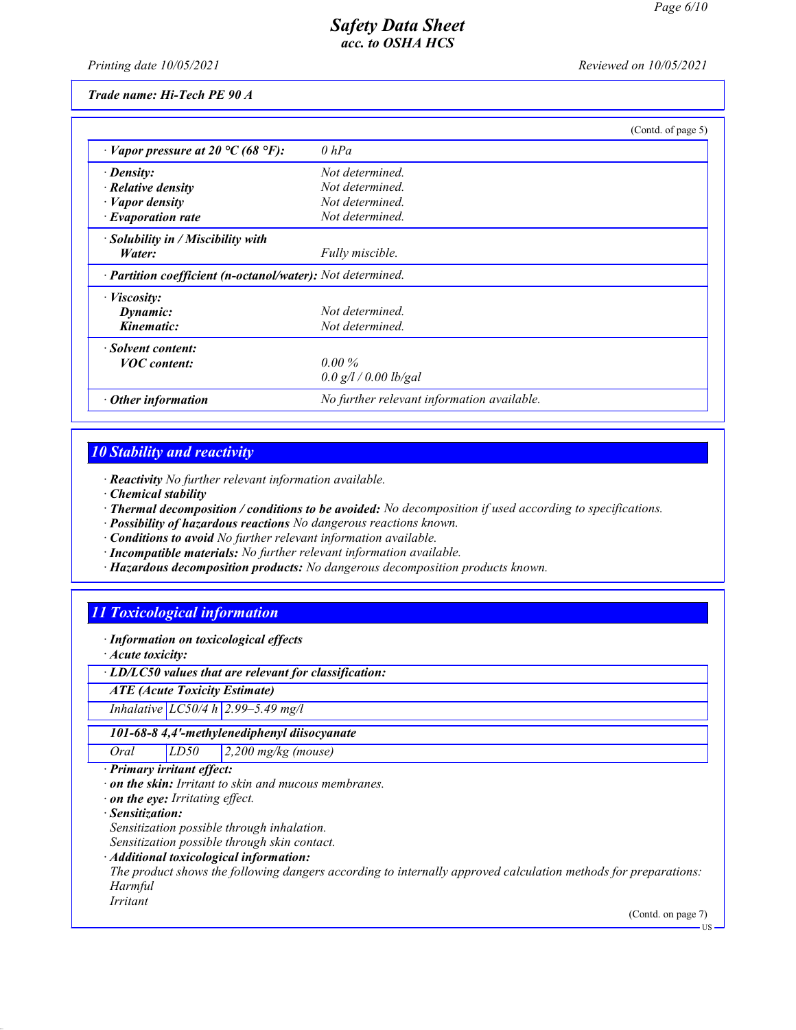Trade name: Hi-Tech PE 90 A

(Contd. of page 5)

| | |
|---|---|
| · **Vapor pressure at 20 °C (68 °F):** | 0 hPa |
| · **Density:** | Not determined. |
| · **Relative density** | Not determined. |
| · **Vapor density** | Not determined. |
| · **Evaporation rate** | Not determined. |
| · **Solubility in / Miscibility with** | |
| **Water:** | Fully miscible. |
| · **Partition coefficient (n-octanol/water):** | Not determined. |
| · **Viscosity:** | |
| **Dynamic:** | Not determined. |
| **Kinematic:** | Not determined. |
| · **Solvent content:** | |
| **VOC content:** | 0.00 % |
| | 0.0 g/l / 0.00 lb/gal |
| · **Other information** | No further relevant information available. |

## 10 Stability and reactivity

· **Reactivity** No further relevant information available.
· **Chemical stability**
· **Thermal decomposition / conditions to be avoided:** No decomposition if used according to specifications.
· **Possibility of hazardous reactions** No dangerous reactions known.
· **Conditions to avoid** No further relevant information available.
· **Incompatible materials:** No further relevant information available.
· **Hazardous decomposition products:** No dangerous decomposition products known.

## 11 Toxicological information

· **Information on toxicological effects**
· **Acute toxicity:**

| · **LD/LC50 values that are relevant for classification:** | | |
|---|---|---|
| **ATE (Acute Toxicity Estimate)** | | |
| Inhalative | LC50/4 h | 2.99–5.49 mg/l |
| **101-68-8 4,4'-methylenediphenyl diisocyanate** | | |
| Oral | LD50 | 2,200 mg/kg (mouse) |

· **Primary irritant effect:**
· **on the skin:** Irritant to skin and mucous membranes.
· **on the eye:** Irritating effect.
· **Sensitization:**
Sensitization possible through inhalation.
Sensitization possible through skin contact.
· **Additional toxicological information:**
The product shows the following dangers according to internally approved calculation methods for preparations:
Harmful
Irritant

(Contd. on page 7)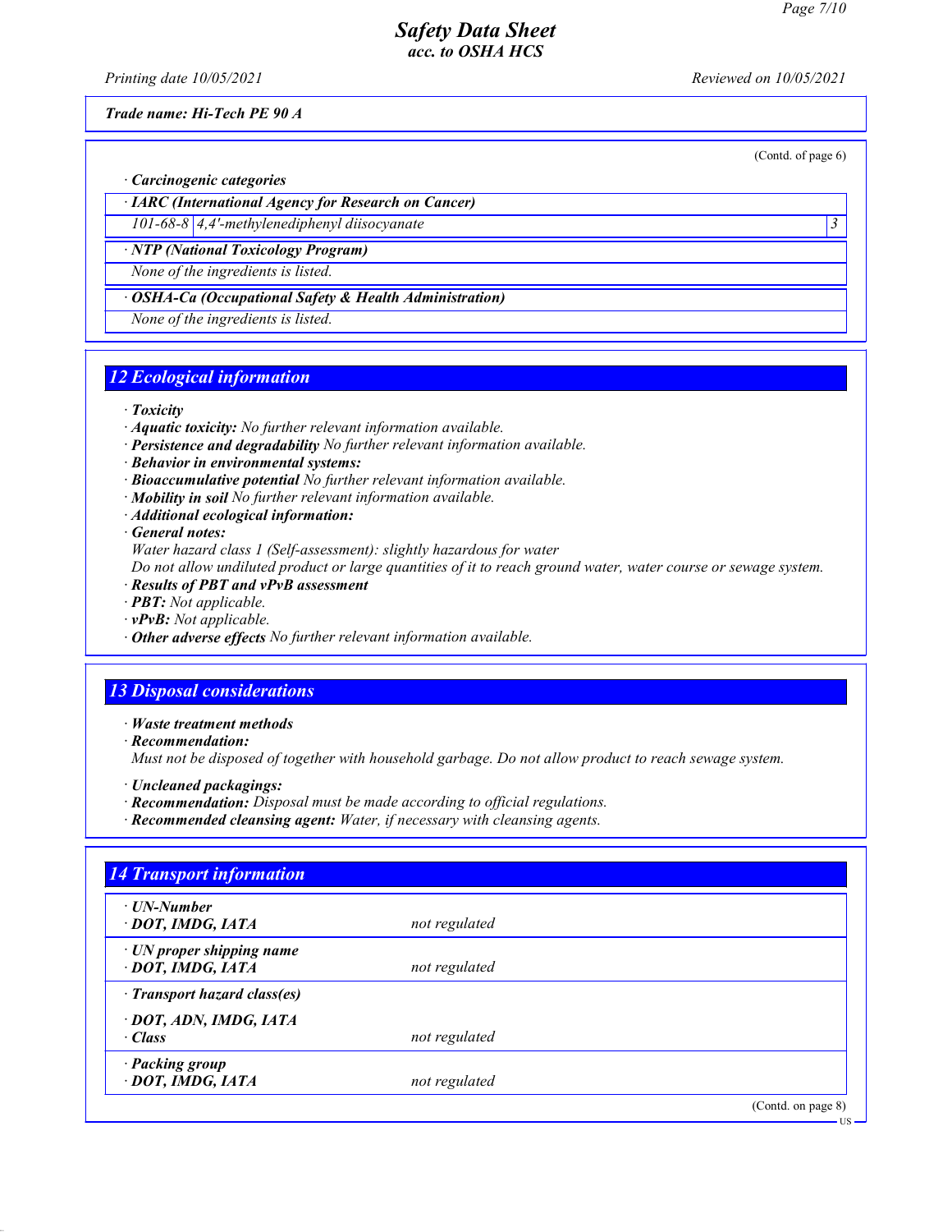*Trade name: Hi-Tech PE 90 A*

(Contd. of page 6)

· **Carcinogenic categories**

| · **IARC (International Agency for Research on Cancer)** | | |
|---|---|---|
| 101-68-8 | 4,4'-methylenediphenyl diisocyanate | 3 |

| · **NTP (National Toxicology Program)** |
|---|
| None of the ingredients is listed. |

| · **OSHA-Ca (Occupational Safety & Health Administration)** |
|---|
| None of the ingredients is listed. |

## 12 Ecological information

· **Toxicity**
· **Aquatic toxicity:** No further relevant information available.
· **Persistence and degradability** No further relevant information available.
· **Behavior in environmental systems:**
· **Bioaccumulative potential** No further relevant information available.
· **Mobility in soil** No further relevant information available.
· **Additional ecological information:**
· **General notes:**
Water hazard class 1 (Self-assessment): slightly hazardous for water
Do not allow undiluted product or large quantities of it to reach ground water, water course or sewage system.
· **Results of PBT and vPvB assessment**
· **PBT:** Not applicable.
· **vPvB:** Not applicable.
· **Other adverse effects** No further relevant information available.

## 13 Disposal considerations

· **Waste treatment methods**
· **Recommendation:**
Must not be disposed of together with household garbage. Do not allow product to reach sewage system.

· **Uncleaned packagings:**
· **Recommendation:** Disposal must be made according to official regulations.
· **Recommended cleansing agent:** Water, if necessary with cleansing agents.

## 14 Transport information

| | |
|---|---|
| · **UN-Number**<br>· **DOT, IMDG, IATA** | not regulated |
| · **UN proper shipping name**<br>· **DOT, IMDG, IATA** | not regulated |
| · **Transport hazard class(es)** | |
| · **DOT, ADN, IMDG, IATA**<br>· **Class** | not regulated |
| · **Packing group**<br>· **DOT, IMDG, IATA** | not regulated |

(Contd. on page 8)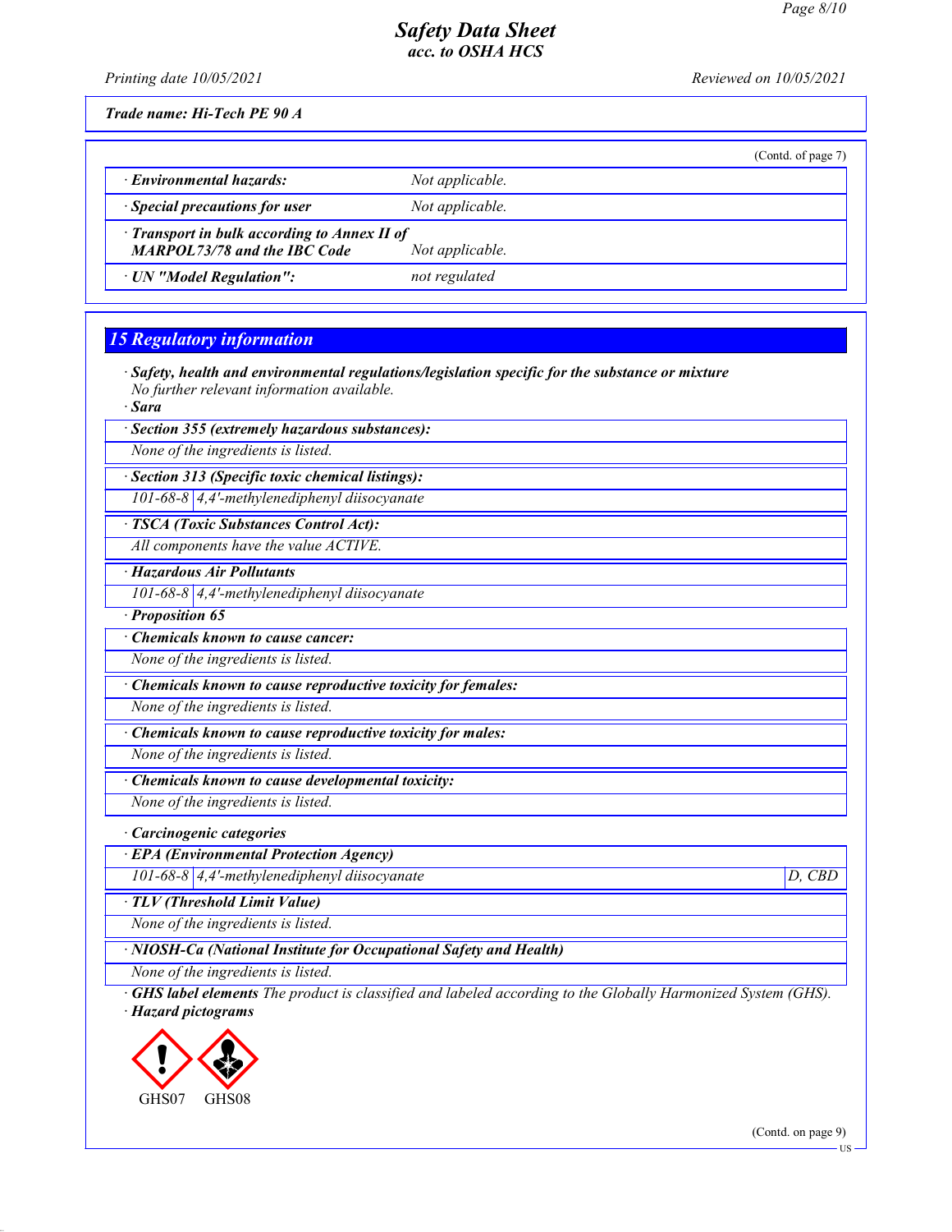Trade name: Hi-Tech PE 90 A

(Contd. of page 7)

| · Environmental hazards: | Not applicable. |
|---|---|
| · Special precautions for user | Not applicable. |
| · Transport in bulk according to Annex II of MARPOL73/78 and the IBC Code | Not applicable. |
| · UN "Model Regulation": | not regulated |

## 15 Regulatory information

· **Safety, health and environmental regulations/legislation specific for the substance or mixture**
No further relevant information available.

· **Sara**

**· Section 355 (extremely hazardous substances):**
None of the ingredients is listed.

**· Section 313 (Specific toxic chemical listings):**

| 101-68-8 | 4,4'-methylenediphenyl diisocyanate |
|---|---|

**· TSCA (Toxic Substances Control Act):**
All components have the value ACTIVE.

**· Hazardous Air Pollutants**

| 101-68-8 | 4,4'-methylenediphenyl diisocyanate |
|---|---|

· **Proposition 65**

**· Chemicals known to cause cancer:**
None of the ingredients is listed.

**· Chemicals known to cause reproductive toxicity for females:**
None of the ingredients is listed.

**· Chemicals known to cause reproductive toxicity for males:**
None of the ingredients is listed.

**· Chemicals known to cause developmental toxicity:**
None of the ingredients is listed.

· **Carcinogenic categories**

**· EPA (Environmental Protection Agency)**

| 101-68-8 | 4,4'-methylenediphenyl diisocyanate | D, CBD |
|---|---|---|

**· TLV (Threshold Limit Value)**
None of the ingredients is listed.

**· NIOSH-Ca (National Institute for Occupational Safety and Health)**
None of the ingredients is listed.

· **GHS label elements** The product is classified and labeled according to the Globally Harmonized System (GHS).

· **Hazard pictograms**

GHS07 GHS08

(Contd. on page 9)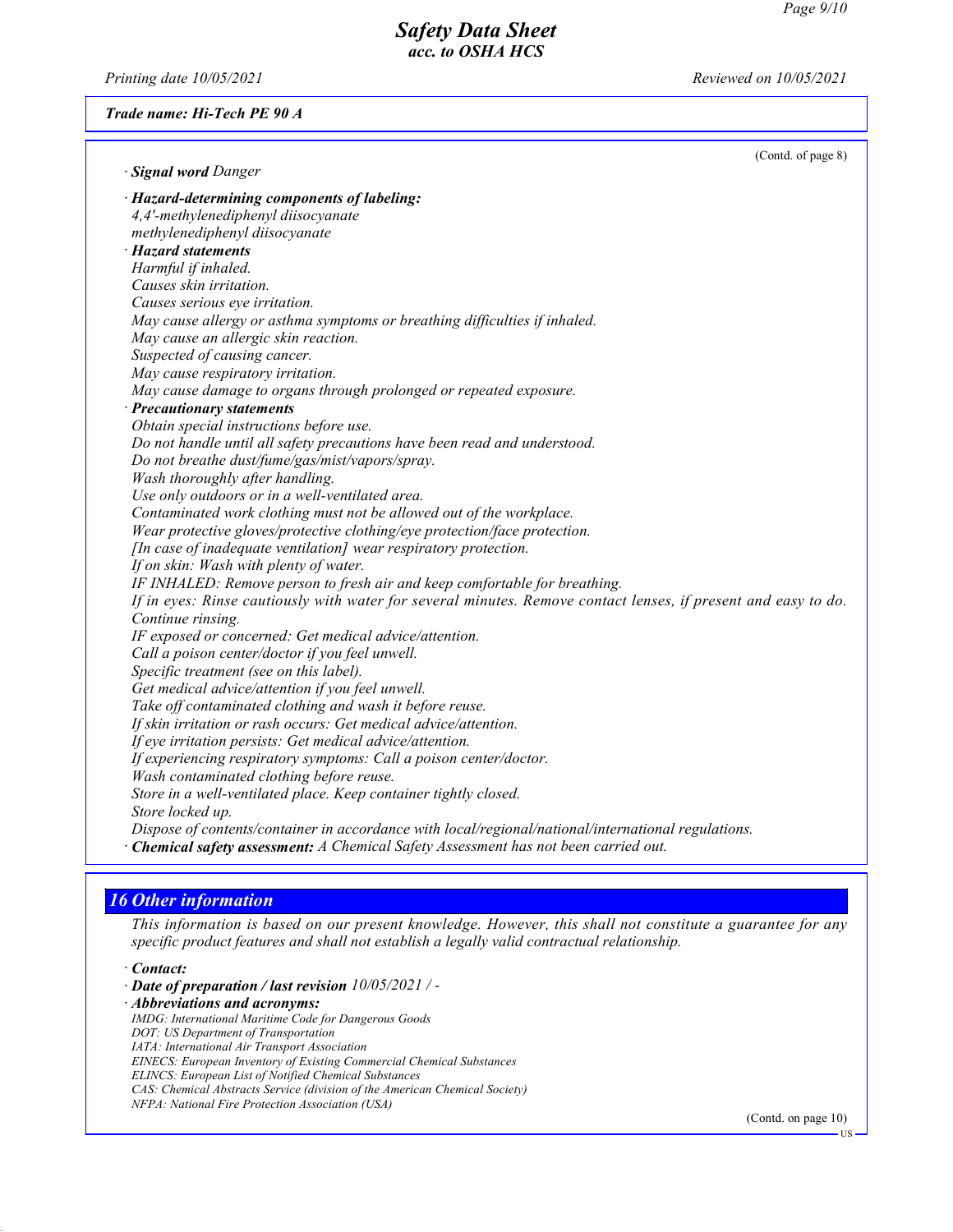(Contd. of page 8)

· **Signal word** *Danger*

· **Hazard-determining components of labeling:**
4,4'-methylenediphenyl diisocyanate
methylenediphenyl diisocyanate

· **Hazard statements**
Harmful if inhaled.
Causes skin irritation.
Causes serious eye irritation.
May cause allergy or asthma symptoms or breathing difficulties if inhaled.
May cause an allergic skin reaction.
Suspected of causing cancer.
May cause respiratory irritation.
May cause damage to organs through prolonged or repeated exposure.

· **Precautionary statements**
Obtain special instructions before use.
Do not handle until all safety precautions have been read and understood.
Do not breathe dust/fume/gas/mist/vapors/spray.
Wash thoroughly after handling.
Use only outdoors or in a well-ventilated area.
Contaminated work clothing must not be allowed out of the workplace.
Wear protective gloves/protective clothing/eye protection/face protection.
[In case of inadequate ventilation] wear respiratory protection.
If on skin: Wash with plenty of water.
IF INHALED: Remove person to fresh air and keep comfortable for breathing.
If in eyes: Rinse cautiously with water for several minutes. Remove contact lenses, if present and easy to do. Continue rinsing.
IF exposed or concerned: Get medical advice/attention.
Call a poison center/doctor if you feel unwell.
Specific treatment (see on this label).
Get medical advice/attention if you feel unwell.
Take off contaminated clothing and wash it before reuse.
If skin irritation or rash occurs: Get medical advice/attention.
If eye irritation persists: Get medical advice/attention.
If experiencing respiratory symptoms: Call a poison center/doctor.
Wash contaminated clothing before reuse.
Store in a well-ventilated place. Keep container tightly closed.
Store locked up.
Dispose of contents/container in accordance with local/regional/national/international regulations.

· **Chemical safety assessment:** A Chemical Safety Assessment has not been carried out.

## 16 Other information

This information is based on our present knowledge. However, this shall not constitute a guarantee for any specific product features and shall not establish a legally valid contractual relationship.

· **Contact:**

· **Date of preparation / last revision** 10/05/2021 / -

· **Abbreviations and acronyms:**
IMDG: International Maritime Code for Dangerous Goods
DOT: US Department of Transportation
IATA: International Air Transport Association
EINECS: European Inventory of Existing Commercial Chemical Substances
ELINCS: European List of Notified Chemical Substances
CAS: Chemical Abstracts Service (division of the American Chemical Society)
NFPA: National Fire Protection Association (USA)

(Contd. on page 10)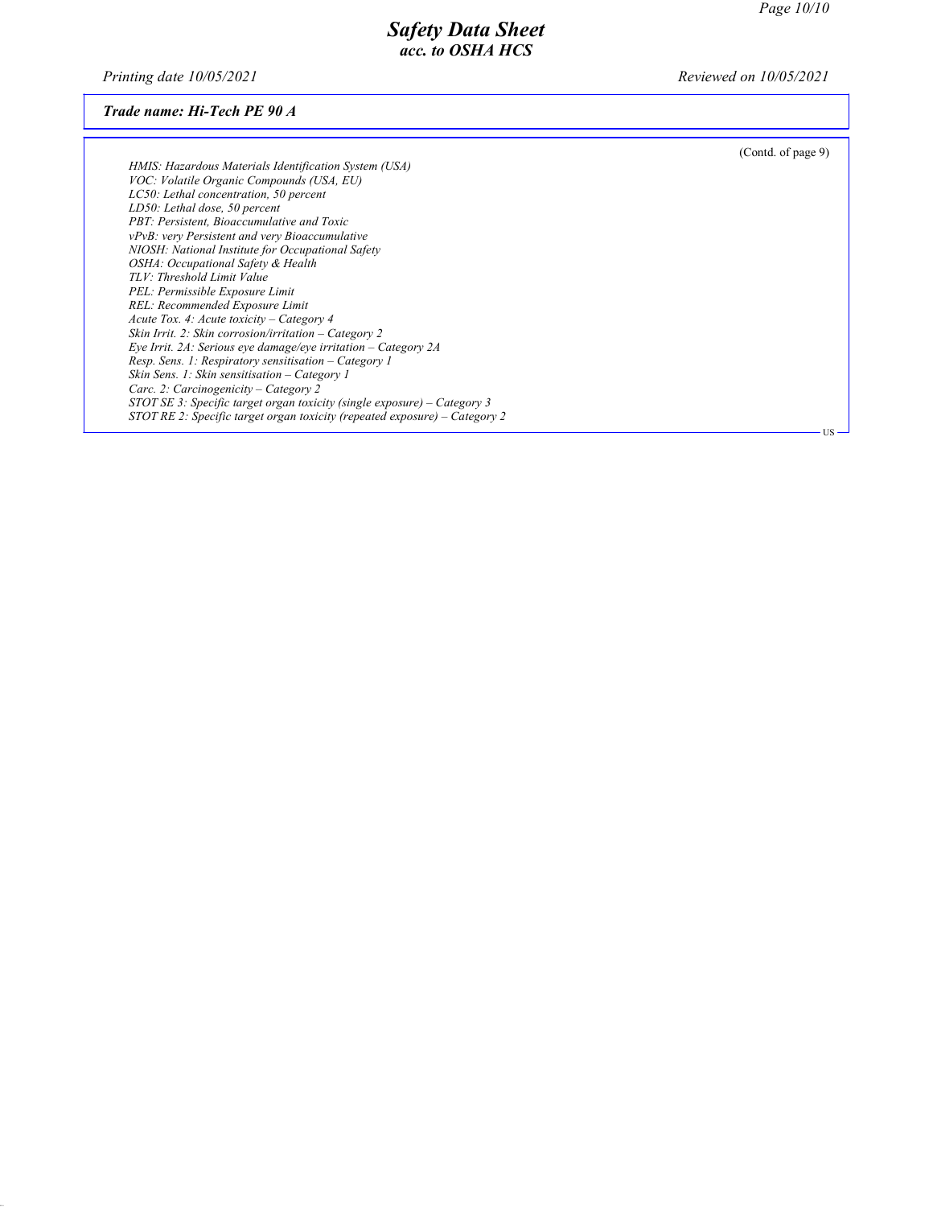*Trade name: Hi-Tech PE 90 A*

(Contd. of page 9)

*HMIS: Hazardous Materials Identification System (USA)*
*VOC: Volatile Organic Compounds (USA, EU)*
*LC50: Lethal concentration, 50 percent*
*LD50: Lethal dose, 50 percent*
*PBT: Persistent, Bioaccumulative and Toxic*
*vPvB: very Persistent and very Bioaccumulative*
*NIOSH: National Institute for Occupational Safety*
*OSHA: Occupational Safety & Health*
*TLV: Threshold Limit Value*
*PEL: Permissible Exposure Limit*
*REL: Recommended Exposure Limit*
*Acute Tox. 4: Acute toxicity – Category 4*
*Skin Irrit. 2: Skin corrosion/irritation – Category 2*
*Eye Irrit. 2A: Serious eye damage/eye irritation – Category 2A*
*Resp. Sens. 1: Respiratory sensitisation – Category 1*
*Skin Sens. 1: Skin sensitisation – Category 1*
*Carc. 2: Carcinogenicity – Category 2*
*STOT SE 3: Specific target organ toxicity (single exposure) – Category 3*
*STOT RE 2: Specific target organ toxicity (repeated exposure) – Category 2*

US